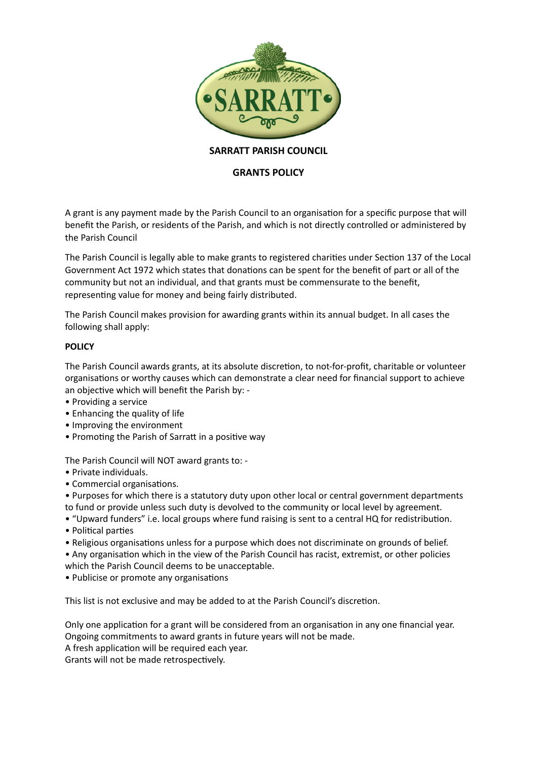**SARRATT PARISH COUNCIL**

**GRANTS POLICY**

A grant is any payment made by the Parish Council to an organisation for a specific purpose that will benefit the Parish, or residents of the Parish, and which is not directly controlled or administered by the Parish Council

The Parish Council is legally able to make grants to registered charities under Section 137 of the Local Government Act 1972 which states that donations can be spent for the benefit of part or all of the community but not an individual, and that grants must be commensurate to the benefit, representing value for money and being fairly distributed.

The Parish Council makes provision for awarding grants within its annual budget. In all cases the following shall apply:

**POLICY**

The Parish Council awards grants, at its absolute discretion, to not-for-profit, charitable or volunteer organisations or worthy causes which can demonstrate a clear need for financial support to achieve an objective which will benefit the Parish by: -

- Providing a service
- Enhancing the quality of life
- Improving the environment
- Promoting the Parish of Sarratt in a positive way

The Parish Council will NOT award grants to: -

- Private individuals.
- Commercial organisations.
- Purposes for which there is a statutory duty upon other local or central government departments to fund or provide unless such duty is devolved to the community or local level by agreement.
- "Upward funders" i.e. local groups where fund raising is sent to a central HQ for redistribution.
- Political parties
- Religious organisations unless for a purpose which does not discriminate on grounds of belief.
- Any organisation which in the view of the Parish Council has racist, extremist, or other policies which the Parish Council deems to be unacceptable.
- Publicise or promote any organisations

This list is not exclusive and may be added to at the Parish Council's discretion.

Only one application for a grant will be considered from an organisation in any one financial year.
Ongoing commitments to award grants in future years will not be made.
A fresh application will be required each year.
Grants will not be made retrospectively.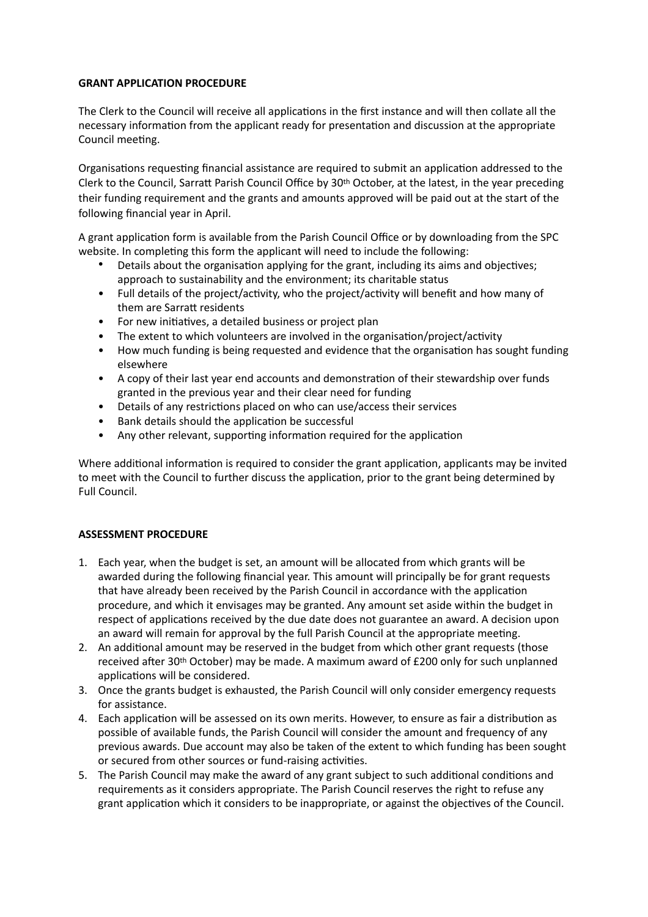**GRANT APPLICATION PROCEDURE**

The Clerk to the Council will receive all applications in the first instance and will then collate all the necessary information from the applicant ready for presentation and discussion at the appropriate Council meeting.

Organisations requesting financial assistance are required to submit an application addressed to the Clerk to the Council, Sarratt Parish Council Office by 30th October, at the latest, in the year preceding their funding requirement and the grants and amounts approved will be paid out at the start of the following financial year in April.

A grant application form is available from the Parish Council Office or by downloading from the SPC website. In completing this form the applicant will need to include the following:

- Details about the organisation applying for the grant, including its aims and objectives; approach to sustainability and the environment; its charitable status
- Full details of the project/activity, who the project/activity will benefit and how many of them are Sarratt residents
- For new initiatives, a detailed business or project plan
- The extent to which volunteers are involved in the organisation/project/activity
- How much funding is being requested and evidence that the organisation has sought funding elsewhere
- A copy of their last year end accounts and demonstration of their stewardship over funds granted in the previous year and their clear need for funding
- Details of any restrictions placed on who can use/access their services
- Bank details should the application be successful
- Any other relevant, supporting information required for the application

Where additional information is required to consider the grant application, applicants may be invited to meet with the Council to further discuss the application, prior to the grant being determined by Full Council.

**ASSESSMENT PROCEDURE**

1. Each year, when the budget is set, an amount will be allocated from which grants will be awarded during the following financial year. This amount will principally be for grant requests that have already been received by the Parish Council in accordance with the application procedure, and which it envisages may be granted. Any amount set aside within the budget in respect of applications received by the due date does not guarantee an award. A decision upon an award will remain for approval by the full Parish Council at the appropriate meeting.
2. An additional amount may be reserved in the budget from which other grant requests (those received after 30th October) may be made. A maximum award of £200 only for such unplanned applications will be considered.
3. Once the grants budget is exhausted, the Parish Council will only consider emergency requests for assistance.
4. Each application will be assessed on its own merits. However, to ensure as fair a distribution as possible of available funds, the Parish Council will consider the amount and frequency of any previous awards. Due account may also be taken of the extent to which funding has been sought or secured from other sources or fund-raising activities.
5. The Parish Council may make the award of any grant subject to such additional conditions and requirements as it considers appropriate. The Parish Council reserves the right to refuse any grant application which it considers to be inappropriate, or against the objectives of the Council.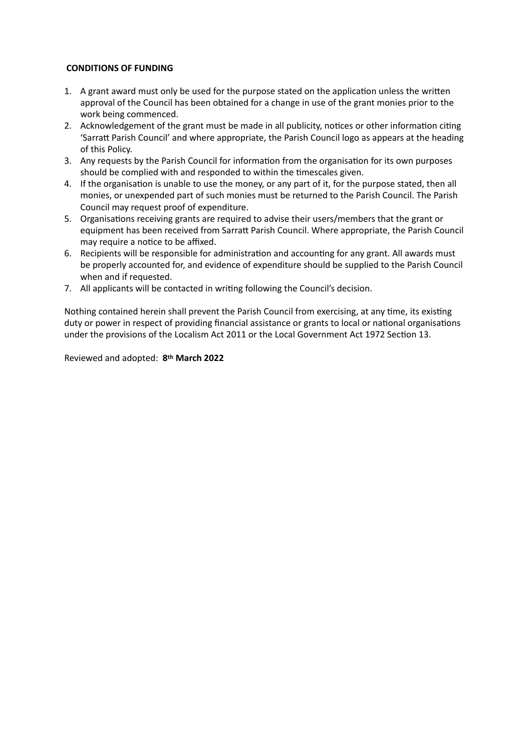**CONDITIONS OF FUNDING**

1. A grant award must only be used for the purpose stated on the application unless the written approval of the Council has been obtained for a change in use of the grant monies prior to the work being commenced.
2. Acknowledgement of the grant must be made in all publicity, notices or other information citing 'Sarratt Parish Council' and where appropriate, the Parish Council logo as appears at the heading of this Policy.
3. Any requests by the Parish Council for information from the organisation for its own purposes should be complied with and responded to within the timescales given.
4. If the organisation is unable to use the money, or any part of it, for the purpose stated, then all monies, or unexpended part of such monies must be returned to the Parish Council. The Parish Council may request proof of expenditure.
5. Organisations receiving grants are required to advise their users/members that the grant or equipment has been received from Sarratt Parish Council. Where appropriate, the Parish Council may require a notice to be affixed.
6. Recipients will be responsible for administration and accounting for any grant. All awards must be properly accounted for, and evidence of expenditure should be supplied to the Parish Council when and if requested.
7. All applicants will be contacted in writing following the Council's decision.

Nothing contained herein shall prevent the Parish Council from exercising, at any time, its existing duty or power in respect of providing financial assistance or grants to local or national organisations under the provisions of the Localism Act 2011 or the Local Government Act 1972 Section 13.

Reviewed and adopted: **8th March 2022**